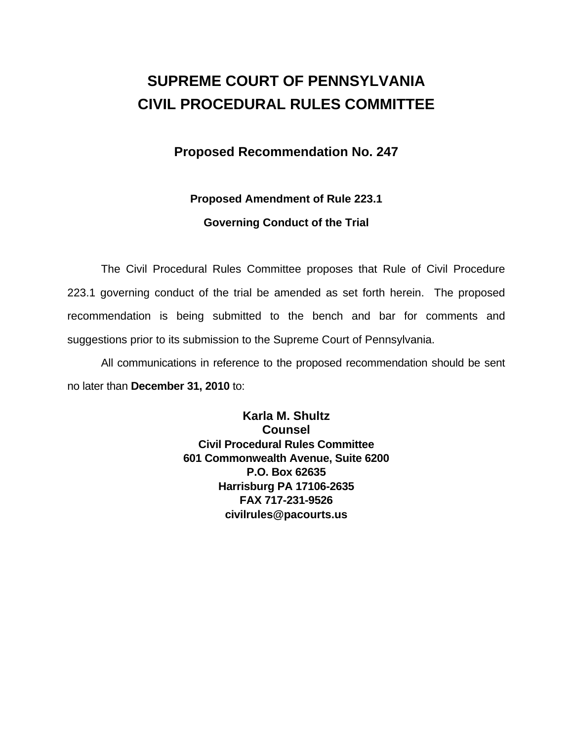# SUPREME COURT OF PENNSYLVANIA
# CIVIL PROCEDURAL RULES COMMITTEE

## Proposed Recommendation No. 247

### Proposed Amendment of Rule 223.1

### Governing Conduct of the Trial

The Civil Procedural Rules Committee proposes that Rule of Civil Procedure 223.1 governing conduct of the trial be amended as set forth herein. The proposed recommendation is being submitted to the bench and bar for comments and suggestions prior to its submission to the Supreme Court of Pennsylvania.

All communications in reference to the proposed recommendation should be sent no later than **December 31, 2010** to:

**Karla M. Shultz**
**Counsel**
**Civil Procedural Rules Committee**
**601 Commonwealth Avenue, Suite 6200**
**P.O. Box 62635**
**Harrisburg PA 17106-2635**
**FAX 717-231-9526**
**civilrules@pacourts.us**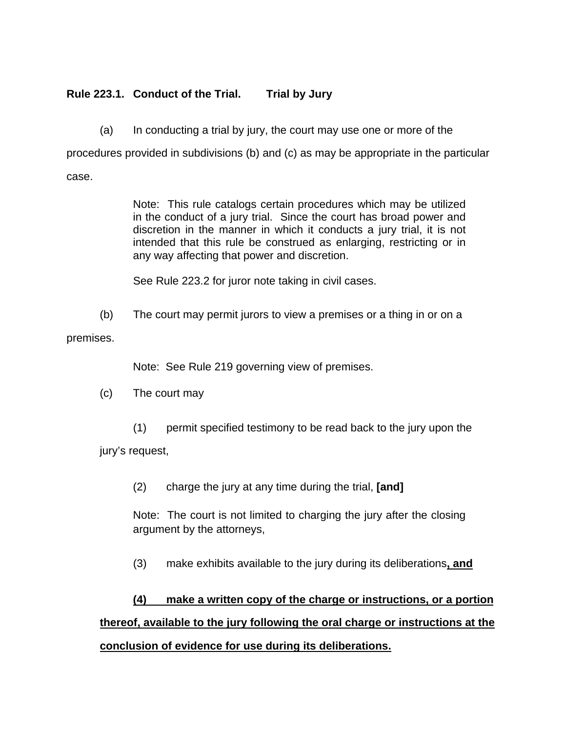**Rule 223.1. Conduct of the Trial. Trial by Jury**

(a) In conducting a trial by jury, the court may use one or more of the procedures provided in subdivisions (b) and (c) as may be appropriate in the particular case.

> Note: This rule catalogs certain procedures which may be utilized in the conduct of a jury trial. Since the court has broad power and discretion in the manner in which it conducts a jury trial, it is not intended that this rule be construed as enlarging, restricting or in any way affecting that power and discretion.
>
> See Rule 223.2 for juror note taking in civil cases.

(b) The court may permit jurors to view a premises or a thing in or on a premises.

> Note: See Rule 219 governing view of premises.

(c) The court may

(1) permit specified testimony to be read back to the jury upon the jury's request,

(2) charge the jury at any time during the trial, **[and]**

> Note: The court is not limited to charging the jury after the closing argument by the attorneys,

(3) make exhibits available to the jury during its deliberations<u>**, and**</u>

<u>**(4) make a written copy of the charge or instructions, or a portion thereof, available to the jury following the oral charge or instructions at the conclusion of evidence for use during its deliberations.**</u>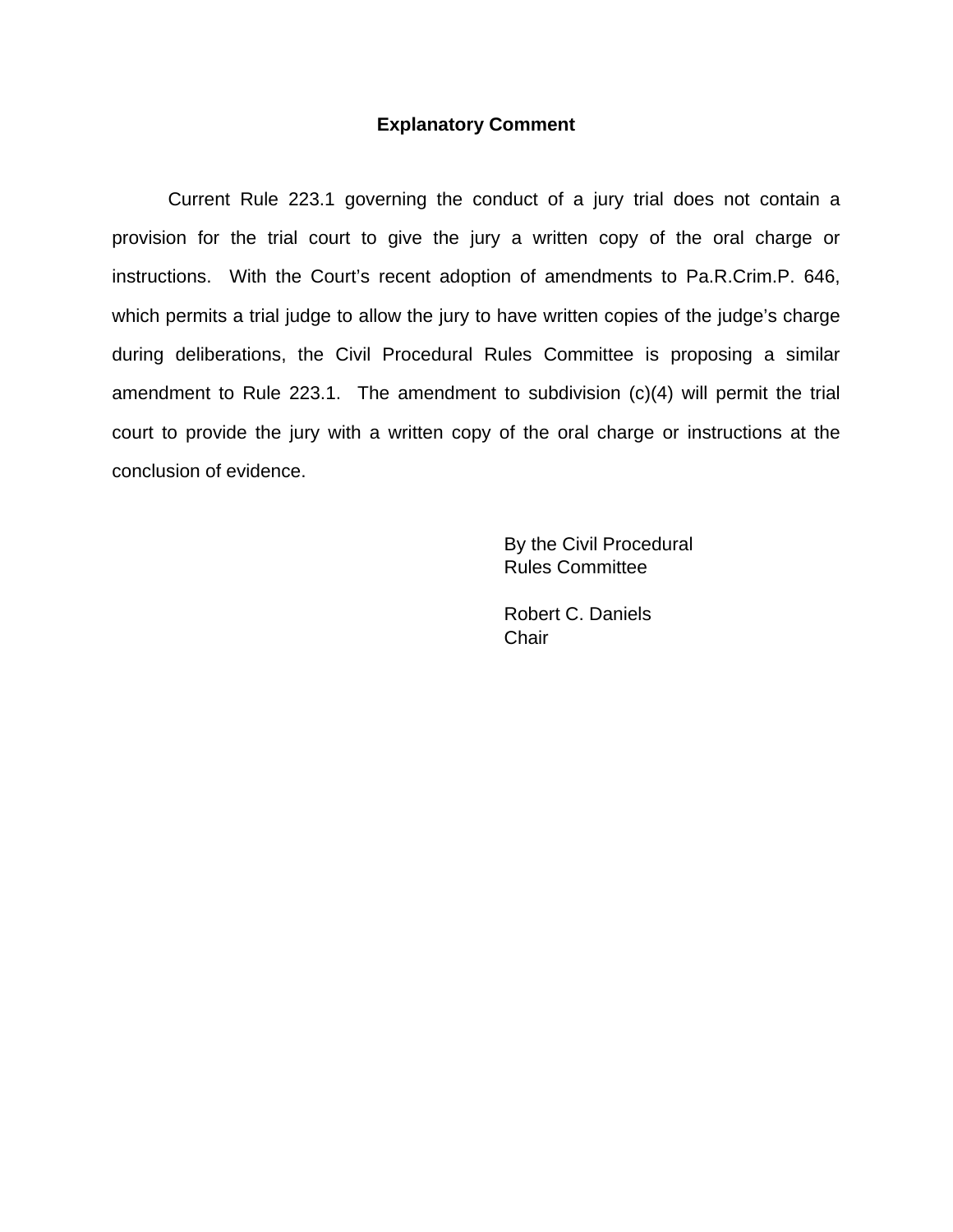## Explanatory Comment

Current Rule 223.1 governing the conduct of a jury trial does not contain a provision for the trial court to give the jury a written copy of the oral charge or instructions. With the Court's recent adoption of amendments to Pa.R.Crim.P. 646, which permits a trial judge to allow the jury to have written copies of the judge's charge during deliberations, the Civil Procedural Rules Committee is proposing a similar amendment to Rule 223.1. The amendment to subdivision (c)(4) will permit the trial court to provide the jury with a written copy of the oral charge or instructions at the conclusion of evidence.

By the Civil Procedural
Rules Committee

Robert C. Daniels
Chair